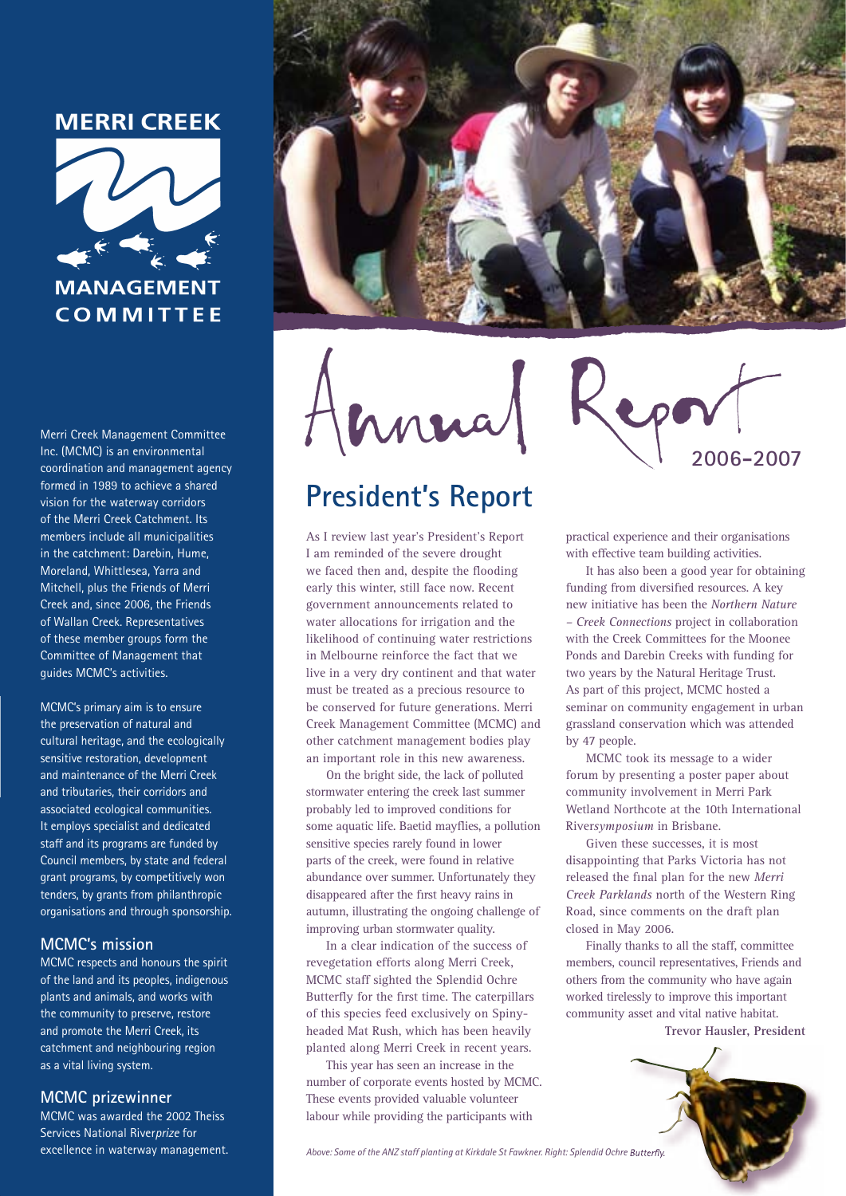# MERRI CREEK MANAGEMENT COMMITTEE

Merri Creek Management Committee Inc. (MCMC) is an environmental coordination and management agency formed in 1989 to achieve a shared vision for the waterway corridors of the Merri Creek Catchment. Its members include all municipalities in the catchment: Darebin, Hume, Moreland, Whittlesea, Yarra and Mitchell, plus the Friends of Merri Creek and, since 2006, the Friends of Wallan Creek. Representatives of these member groups form the Committee of Management that guides MCMC's activities.

MCMC's primary aim is to ensure the preservation of natural and cultural heritage, and the ecologically sensitive restoration, development and maintenance of the Merri Creek and tributaries, their corridors and associated ecological communities. It employs specialist and dedicated staff and its programs are funded by Council members, by state and federal grant programs, by competitively won tenders, by grants from philanthropic organisations and through sponsorship.

## MCMC's mission

MCMC respects and honours the spirit of the land and its peoples, indigenous plants and animals, and works with the community to preserve, restore and promote the Merri Creek, its catchment and neighbouring region as a vital living system.

## MCMC prizewinner

MCMC was awarded the 2002 Theiss Services National River*prize* for excellence in waterway management.

# Annual Report 2006-2007

## President's Report

As I review last year's President's Report I am reminded of the severe drought we faced then and, despite the flooding early this winter, still face now. Recent government announcements related to water allocations for irrigation and the likelihood of continuing water restrictions in Melbourne reinforce the fact that we live in a very dry continent and that water must be treated as a precious resource to be conserved for future generations. Merri Creek Management Committee (MCMC) and other catchment management bodies play an important role in this new awareness.

On the bright side, the lack of polluted stormwater entering the creek last summer probably led to improved conditions for some aquatic life. Baetid mayflies, a pollution sensitive species rarely found in lower parts of the creek, were found in relative abundance over summer. Unfortunately they disappeared after the first heavy rains in autumn, illustrating the ongoing challenge of improving urban stormwater quality.

In a clear indication of the success of revegetation efforts along Merri Creek, MCMC staff sighted the Splendid Ochre Butterfly for the first time. The caterpillars of this species feed exclusively on Spiny-headed Mat Rush, which has been heavily planted along Merri Creek in recent years.

This year has seen an increase in the number of corporate events hosted by MCMC. These events provided valuable volunteer labour while providing the participants with practical experience and their organisations with effective team building activities.

It has also been a good year for obtaining funding from diversified resources. A key new initiative has been the *Northern Nature – Creek Connections* project in collaboration with the Creek Committees for the Moonee Ponds and Darebin Creeks with funding for two years by the Natural Heritage Trust. As part of this project, MCMC hosted a seminar on community engagement in urban grassland conservation which was attended by 47 people.

MCMC took its message to a wider forum by presenting a poster paper about community involvement in Merri Park Wetland Northcote at the 10th International River*symposium* in Brisbane.

Given these successes, it is most disappointing that Parks Victoria has not released the final plan for the new *Merri Creek Parklands* north of the Western Ring Road, since comments on the draft plan closed in May 2006.

Finally thanks to all the staff, committee members, council representatives, Friends and others from the community who have again worked tirelessly to improve this important community asset and vital native habitat.

**Trevor Hausler, President**

*Above: Some of the ANZ staff planting at Kirkdale St Fawkner. Right: Splendid Ochre Butterfly.*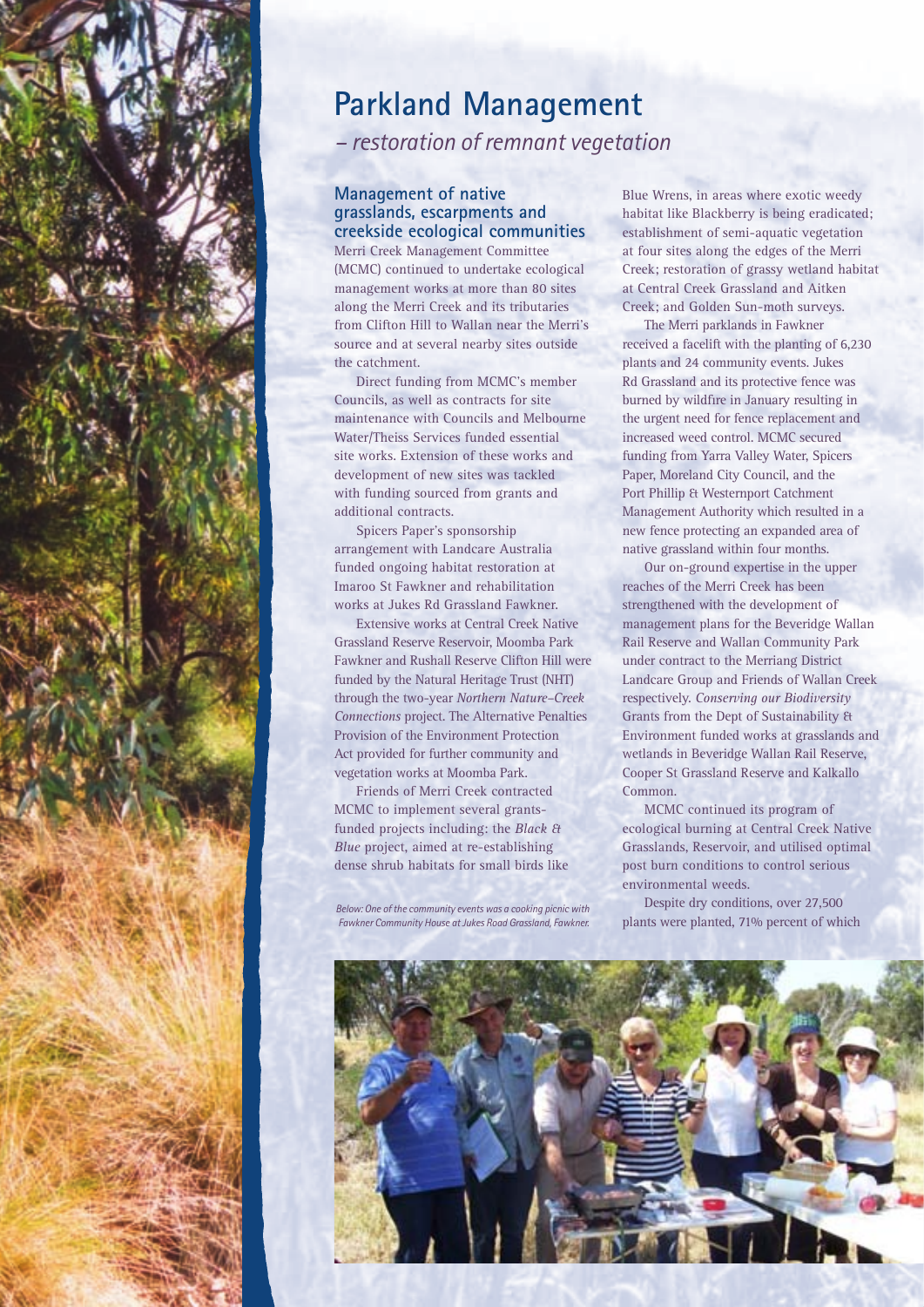# Parkland Management

*– restoration of remnant vegetation*

## Management of native grasslands, escarpments and creekside ecological communities

Merri Creek Management Committee (MCMC) continued to undertake ecological management works at more than 80 sites along the Merri Creek and its tributaries from Clifton Hill to Wallan near the Merri's source and at several nearby sites outside the catchment.

Direct funding from MCMC's member Councils, as well as contracts for site maintenance with Councils and Melbourne Water/Theiss Services funded essential site works. Extension of these works and development of new sites was tackled with funding sourced from grants and additional contracts.

Spicers Paper's sponsorship arrangement with Landcare Australia funded ongoing habitat restoration at Imaroo St Fawkner and rehabilitation works at Jukes Rd Grassland Fawkner.

Extensive works at Central Creek Native Grassland Reserve Reservoir, Moomba Park Fawkner and Rushall Reserve Clifton Hill were funded by the Natural Heritage Trust (NHT) through the two-year *Northern Nature–Creek Connections* project. The Alternative Penalties Provision of the Environment Protection Act provided for further community and vegetation works at Moomba Park.

Friends of Merri Creek contracted MCMC to implement several grants-funded projects including: the *Black & Blue* project, aimed at re-establishing dense shrub habitats for small birds like Blue Wrens, in areas where exotic weedy habitat like Blackberry is being eradicated; establishment of semi-aquatic vegetation at four sites along the edges of the Merri Creek; restoration of grassy wetland habitat at Central Creek Grassland and Aitken Creek; and Golden Sun-moth surveys.

The Merri parklands in Fawkner received a facelift with the planting of 6,230 plants and 24 community events. Jukes Rd Grassland and its protective fence was burned by wildfire in January resulting in the urgent need for fence replacement and increased weed control. MCMC secured funding from Yarra Valley Water, Spicers Paper, Moreland City Council, and the Port Phillip & Westernport Catchment Management Authority which resulted in a new fence protecting an expanded area of native grassland within four months.

Our on-ground expertise in the upper reaches of the Merri Creek has been strengthened with the development of management plans for the Beveridge Wallan Rail Reserve and Wallan Community Park under contract to the Merriang District Landcare Group and Friends of Wallan Creek respectively. *Conserving our Biodiversity* Grants from the Dept of Sustainability & Environment funded works at grasslands and wetlands in Beveridge Wallan Rail Reserve, Cooper St Grassland Reserve and Kalkallo Common.

MCMC continued its program of ecological burning at Central Creek Native Grasslands, Reservoir, and utilised optimal post burn conditions to control serious environmental weeds.

Despite dry conditions, over 27,500 plants were planted, 71% percent of which

*Below: One of the community events was a cooking picnic with Fawkner Community House at Jukes Road Grassland, Fawkner.*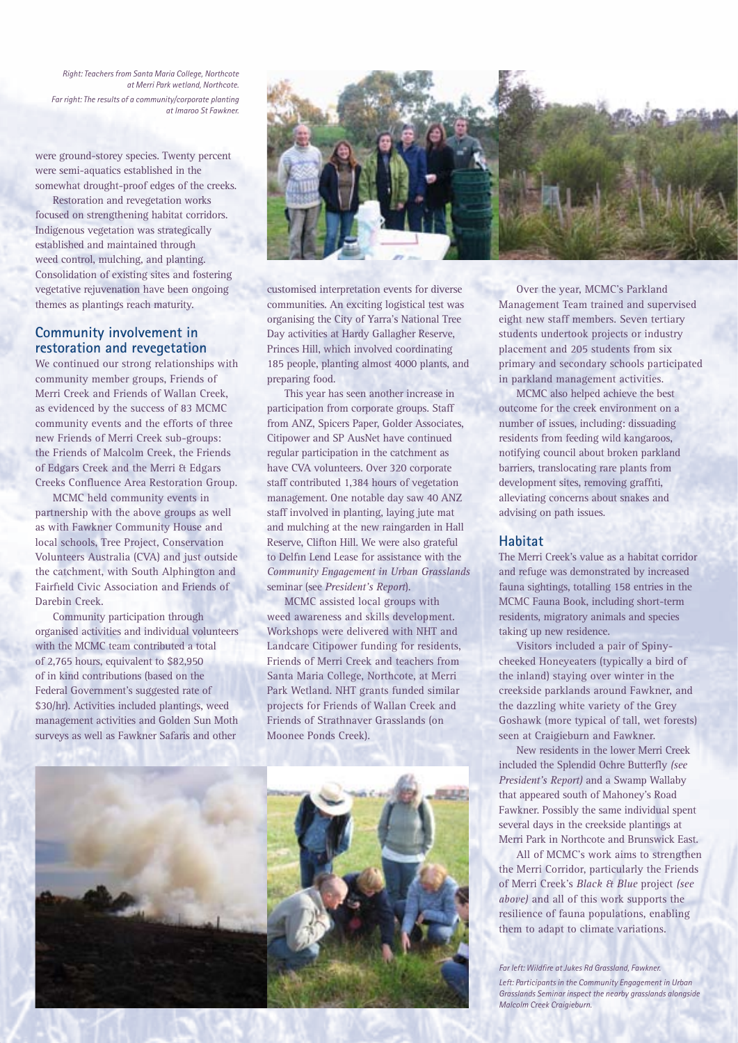*Right: Teachers from Santa Maria College, Northcote at Merri Park wetland, Northcote.*

*Far right: The results of a community/corporate planting at Imaroo St Fawkner.*

were ground-storey species. Twenty percent were semi-aquatics established in the somewhat drought-proof edges of the creeks.

Restoration and revegetation works focused on strengthening habitat corridors. Indigenous vegetation was strategically established and maintained through weed control, mulching, and planting. Consolidation of existing sites and fostering vegetative rejuvenation have been ongoing themes as plantings reach maturity.

## Community involvement in restoration and revegetation

We continued our strong relationships with community member groups, Friends of Merri Creek and Friends of Wallan Creek, as evidenced by the success of 83 MCMC community events and the efforts of three new Friends of Merri Creek sub-groups: the Friends of Malcolm Creek, the Friends of Edgars Creek and the Merri & Edgars Creeks Confluence Area Restoration Group.

MCMC held community events in partnership with the above groups as well as with Fawkner Community House and local schools, Tree Project, Conservation Volunteers Australia (CVA) and just outside the catchment, with South Alphington and Fairfield Civic Association and Friends of Darebin Creek.

Community participation through organised activities and individual volunteers with the MCMC team contributed a total of 2,765 hours, equivalent to $82,950 of in kind contributions (based on the Federal Government's suggested rate of $30/hr). Activities included plantings, weed management activities and Golden Sun Moth surveys as well as Fawkner Safaris and other customised interpretation events for diverse communities. An exciting logistical test was organising the City of Yarra's National Tree Day activities at Hardy Gallagher Reserve, Princes Hill, which involved coordinating 185 people, planting almost 4000 plants, and preparing food.

This year has seen another increase in participation from corporate groups. Staff from ANZ, Spicers Paper, Golder Associates, Citipower and SP AusNet have continued regular participation in the catchment as have CVA volunteers. Over 320 corporate staff contributed 1,384 hours of vegetation management. One notable day saw 40 ANZ staff involved in planting, laying jute mat and mulching at the new raingarden in Hall Reserve, Clifton Hill. We were also grateful to Delfin Lend Lease for assistance with the *Community Engagement in Urban Grasslands* seminar (see *President's Report*).

MCMC assisted local groups with weed awareness and skills development. Workshops were delivered with NHT and Landcare Citipower funding for residents, Friends of Merri Creek and teachers from Santa Maria College, Northcote, at Merri Park Wetland. NHT grants funded similar projects for Friends of Wallan Creek and Friends of Strathnaver Grasslands (on Moonee Ponds Creek).

Over the year, MCMC's Parkland Management Team trained and supervised eight new staff members. Seven tertiary students undertook projects or industry placement and 205 students from six primary and secondary schools participated in parkland management activities.

MCMC also helped achieve the best outcome for the creek environment on a number of issues, including: dissuading residents from feeding wild kangaroos, notifying council about broken parkland barriers, translocating rare plants from development sites, removing graffiti, alleviating concerns about snakes and advising on path issues.

## Habitat

The Merri Creek's value as a habitat corridor and refuge was demonstrated by increased fauna sightings, totalling 158 entries in the MCMC Fauna Book, including short-term residents, migratory animals and species taking up new residence.

Visitors included a pair of Spiny-cheeked Honeyeaters (typically a bird of the inland) staying over winter in the creekside parklands around Fawkner, and the dazzling white variety of the Grey Goshawk (more typical of tall, wet forests) seen at Craigieburn and Fawkner.

New residents in the lower Merri Creek included the Splendid Ochre Butterfly *(see President's Report)* and a Swamp Wallaby that appeared south of Mahoney's Road Fawkner. Possibly the same individual spent several days in the creekside plantings at Merri Park in Northcote and Brunswick East.

All of MCMC's work aims to strengthen the Merri Corridor, particularly the Friends of Merri Creek's *Black & Blue* project *(see above)* and all of this work supports the resilience of fauna populations, enabling them to adapt to climate variations.

*Far left: Wildfire at Jukes Rd Grassland, Fawkner.*

*Left: Participants in the Community Engagement in Urban Grasslands Seminar inspect the nearby grasslands alongside Malcolm Creek Craigieburn.*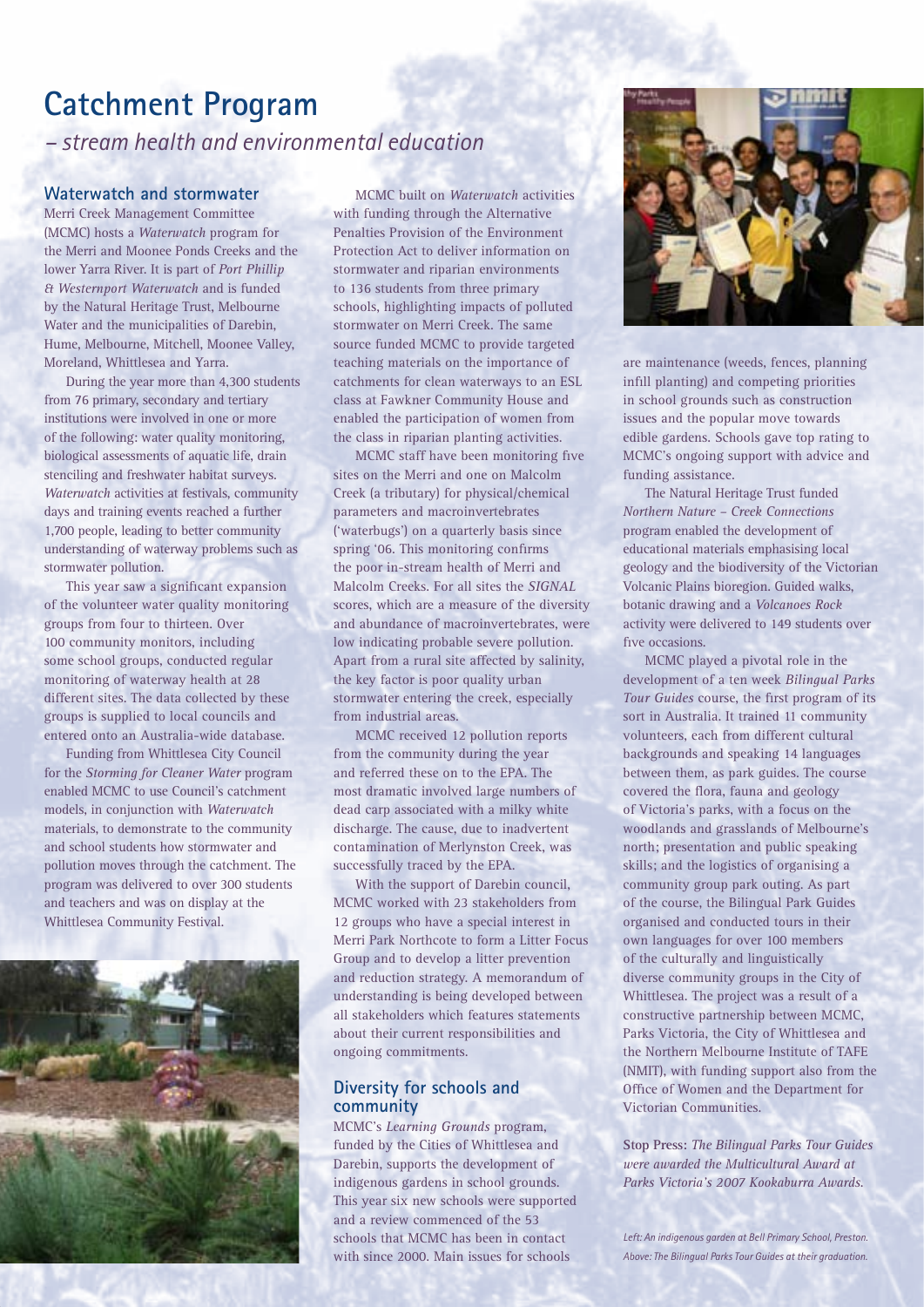# Catchment Program

## – stream health and environmental education

### Waterwatch and stormwater

Merri Creek Management Committee (MCMC) hosts a *Waterwatch* program for the Merri and Moonee Ponds Creeks and the lower Yarra River. It is part of *Port Phillip & Westernport Waterwatch* and is funded by the Natural Heritage Trust, Melbourne Water and the municipalities of Darebin, Hume, Melbourne, Mitchell, Moonee Valley, Moreland, Whittlesea and Yarra.

During the year more than 4,300 students from 76 primary, secondary and tertiary institutions were involved in one or more of the following: water quality monitoring, biological assessments of aquatic life, drain stenciling and freshwater habitat surveys. *Waterwatch* activities at festivals, community days and training events reached a further 1,700 people, leading to better community understanding of waterway problems such as stormwater pollution.

This year saw a significant expansion of the volunteer water quality monitoring groups from four to thirteen. Over 100 community monitors, including some school groups, conducted regular monitoring of waterway health at 28 different sites. The data collected by these groups is supplied to local councils and entered onto an Australia-wide database.

Funding from Whittlesea City Council for the *Storming for Cleaner Water* program enabled MCMC to use Council's catchment models, in conjunction with *Waterwatch* materials, to demonstrate to the community and school students how stormwater and pollution moves through the catchment. The program was delivered to over 300 students and teachers and was on display at the Whittlesea Community Festival.

MCMC built on *Waterwatch* activities with funding through the Alternative Penalties Provision of the Environment Protection Act to deliver information on stormwater and riparian environments to 136 students from three primary schools, highlighting impacts of polluted stormwater on Merri Creek. The same source funded MCMC to provide targeted teaching materials on the importance of catchments for clean waterways to an ESL class at Fawkner Community House and enabled the participation of women from the class in riparian planting activities.

MCMC staff have been monitoring five sites on the Merri and one on Malcolm Creek (a tributary) for physical/chemical parameters and macroinvertebrates ('waterbugs') on a quarterly basis since spring '06. This monitoring confirms the poor in-stream health of Merri and Malcolm Creeks. For all sites the *SIGNAL* scores, which are a measure of the diversity and abundance of macroinvertebrates, were low indicating probable severe pollution. Apart from a rural site affected by salinity, the key factor is poor quality urban stormwater entering the creek, especially from industrial areas.

MCMC received 12 pollution reports from the community during the year and referred these on to the EPA. The most dramatic involved large numbers of dead carp associated with a milky white discharge. The cause, due to inadvertent contamination of Merlynston Creek, was successfully traced by the EPA.

With the support of Darebin council, MCMC worked with 23 stakeholders from 12 groups who have a special interest in Merri Park Northcote to form a Litter Focus Group and to develop a litter prevention and reduction strategy. A memorandum of understanding is being developed between all stakeholders which features statements about their current responsibilities and ongoing commitments.

### Diversity for schools and community

MCMC's *Learning Grounds* program, funded by the Cities of Whittlesea and Darebin, supports the development of indigenous gardens in school grounds. This year six new schools were supported and a review commenced of the 53 schools that MCMC has been in contact with since 2000. Main issues for schools are maintenance (weeds, fences, planning infill planting) and competing priorities in school grounds such as construction issues and the popular move towards edible gardens. Schools gave top rating to MCMC's ongoing support with advice and funding assistance.

The Natural Heritage Trust funded *Northern Nature – Creek Connections* program enabled the development of educational materials emphasising local geology and the biodiversity of the Victorian Volcanic Plains bioregion. Guided walks, botanic drawing and a *Volcanoes Rock* activity were delivered to 149 students over five occasions.

MCMC played a pivotal role in the development of a ten week *Bilingual Parks Tour Guides* course, the first program of its sort in Australia. It trained 11 community volunteers, each from different cultural backgrounds and speaking 14 languages between them, as park guides. The course covered the flora, fauna and geology of Victoria's parks, with a focus on the woodlands and grasslands of Melbourne's north; presentation and public speaking skills; and the logistics of organising a community group park outing. As part of the course, the Bilingual Park Guides organised and conducted tours in their own languages for over 100 members of the culturally and linguistically diverse community groups in the City of Whittlesea. The project was a result of a constructive partnership between MCMC, Parks Victoria, the City of Whittlesea and the Northern Melbourne Institute of TAFE (NMIT), with funding support also from the Office of Women and the Department for Victorian Communities.

**Stop Press:** *The Bilingual Parks Tour Guides were awarded the Multicultural Award at Parks Victoria's 2007 Kookaburra Awards.*

*Left: An indigenous garden at Bell Primary School, Preston.*
*Above: The Bilingual Parks Tour Guides at their graduation.*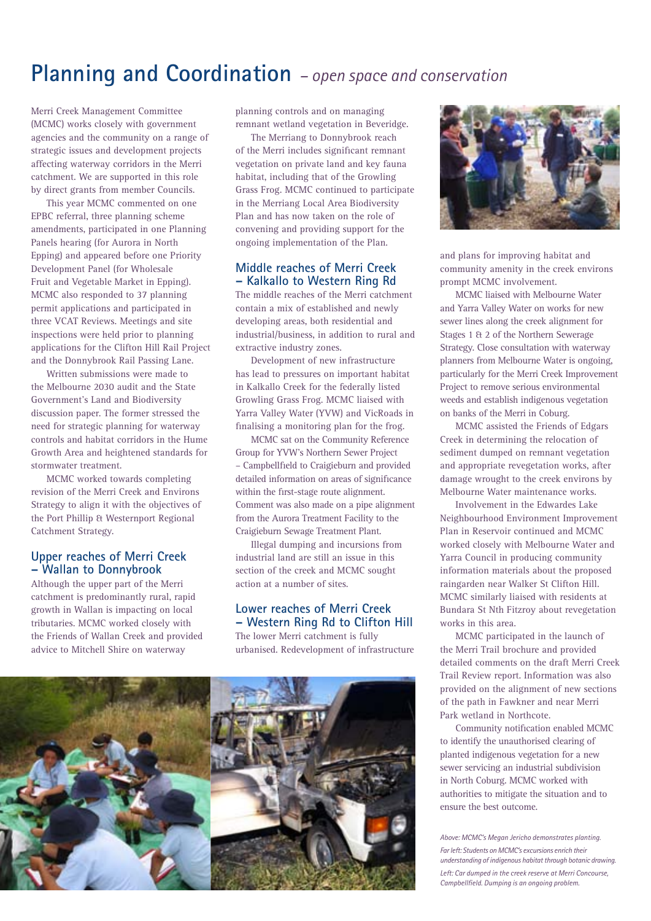# Planning and Coordination *– open space and conservation*

Merri Creek Management Committee (MCMC) works closely with government agencies and the community on a range of strategic issues and development projects affecting waterway corridors in the Merri catchment. We are supported in this role by direct grants from member Councils.

This year MCMC commented on one EPBC referral, three planning scheme amendments, participated in one Planning Panels hearing (for Aurora in North Epping) and appeared before one Priority Development Panel (for Wholesale Fruit and Vegetable Market in Epping). MCMC also responded to 37 planning permit applications and participated in three VCAT Reviews. Meetings and site inspections were held prior to planning applications for the Clifton Hill Rail Project and the Donnybrook Rail Passing Lane.

Written submissions were made to the Melbourne 2030 audit and the State Government's Land and Biodiversity discussion paper. The former stressed the need for strategic planning for waterway controls and habitat corridors in the Hume Growth Area and heightened standards for stormwater treatment.

MCMC worked towards completing revision of the Merri Creek and Environs Strategy to align it with the objectives of the Port Phillip & Westernport Regional Catchment Strategy.

## Upper reaches of Merri Creek – Wallan to Donnybrook

Although the upper part of the Merri catchment is predominantly rural, rapid growth in Wallan is impacting on local tributaries. MCMC worked closely with the Friends of Wallan Creek and provided advice to Mitchell Shire on waterway planning controls and on managing remnant wetland vegetation in Beveridge.

The Merriang to Donnybrook reach of the Merri includes significant remnant vegetation on private land and key fauna habitat, including that of the Growling Grass Frog. MCMC continued to participate in the Merriang Local Area Biodiversity Plan and has now taken on the role of convening and providing support for the ongoing implementation of the Plan.

## Middle reaches of Merri Creek – Kalkallo to Western Ring Rd

The middle reaches of the Merri catchment contain a mix of established and newly developing areas, both residential and industrial/business, in addition to rural and extractive industry zones.

Development of new infrastructure has lead to pressures on important habitat in Kalkallo Creek for the federally listed Growling Grass Frog. MCMC liaised with Yarra Valley Water (YVW) and VicRoads in finalising a monitoring plan for the frog.

MCMC sat on the Community Reference Group for YVW's Northern Sewer Project – Campbellfield to Craigieburn and provided detailed information on areas of significance within the first-stage route alignment. Comment was also made on a pipe alignment from the Aurora Treatment Facility to the Craigieburn Sewage Treatment Plant.

Illegal dumping and incursions from industrial land are still an issue in this section of the creek and MCMC sought action at a number of sites.

## Lower reaches of Merri Creek – Western Ring Rd to Clifton Hill

The lower Merri catchment is fully urbanised. Redevelopment of infrastructure and plans for improving habitat and community amenity in the creek environs prompt MCMC involvement.

MCMC liaised with Melbourne Water and Yarra Valley Water on works for new sewer lines along the creek alignment for Stages 1 & 2 of the Northern Sewerage Strategy. Close consultation with waterway planners from Melbourne Water is ongoing, particularly for the Merri Creek Improvement Project to remove serious environmental weeds and establish indigenous vegetation on banks of the Merri in Coburg.

MCMC assisted the Friends of Edgars Creek in determining the relocation of sediment dumped on remnant vegetation and appropriate revegetation works, after damage wrought to the creek environs by Melbourne Water maintenance works.

Involvement in the Edwardes Lake Neighbourhood Environment Improvement Plan in Reservoir continued and MCMC worked closely with Melbourne Water and Yarra Council in producing community information materials about the proposed raingarden near Walker St Clifton Hill. MCMC similarly liaised with residents at Bundara St Nth Fitzroy about revegetation works in this area.

MCMC participated in the launch of the Merri Trail brochure and provided detailed comments on the draft Merri Creek Trail Review report. Information was also provided on the alignment of new sections of the path in Fawkner and near Merri Park wetland in Northcote.

Community notification enabled MCMC to identify the unauthorised clearing of planted indigenous vegetation for a new sewer servicing an industrial subdivision in North Coburg. MCMC worked with authorities to mitigate the situation and to ensure the best outcome.

*Above: MCMC's Megan Jericho demonstrates planting.*

*Far left: Students on MCMC's excursions enrich their understanding of indigenous habitat through botanic drawing.*

*Left: Car dumped in the creek reserve at Merri Concourse, Campbellfield. Dumping is an ongoing problem.*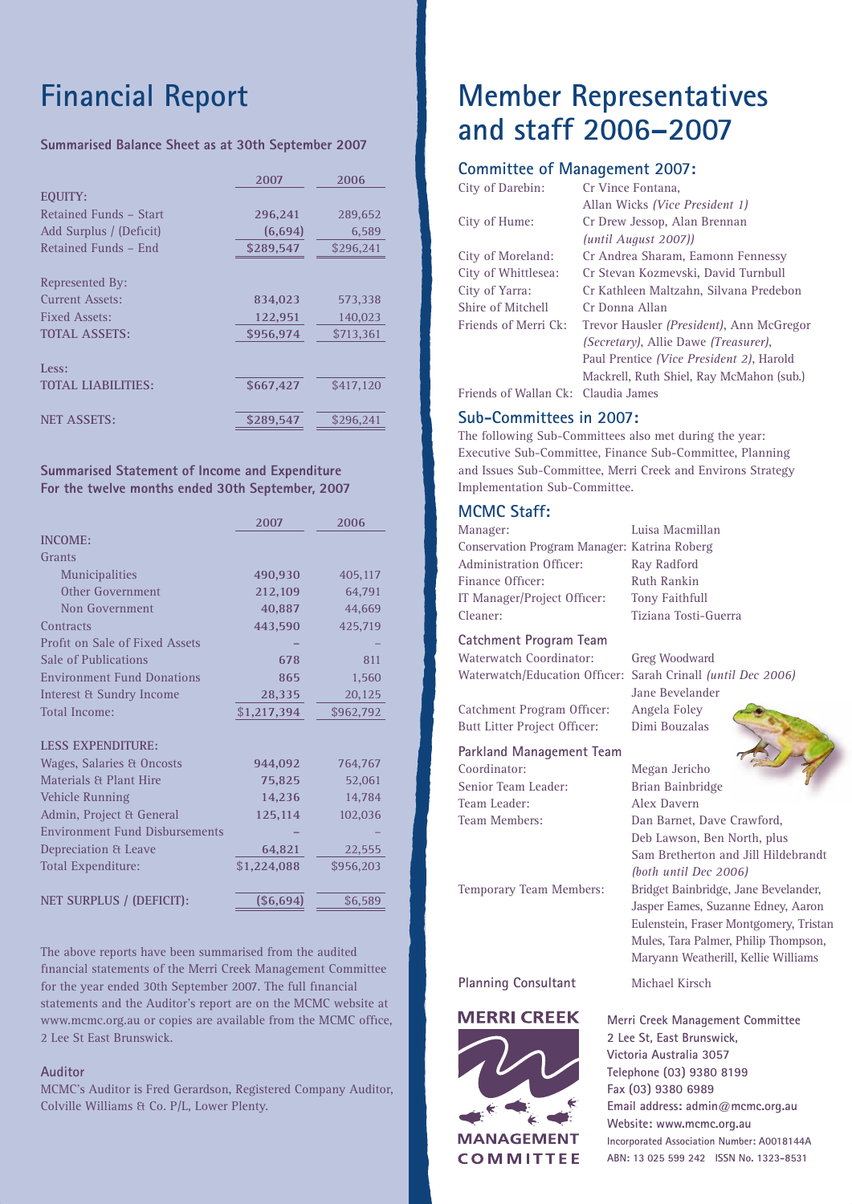# Financial Report

**Summarised Balance Sheet as at 30th September 2007**

| | 2007 | 2006 |
|---|---|---|
| EQUITY: | | |
| Retained Funds – Start | 296,241 | 289,652 |
| Add Surplus / (Deficit) | (6,694) | 6,589 |
| Retained Funds – End | $289,547 | $296,241 |
| | | |
| Represented By: | | |
| Current Assets: | 834,023 | 573,338 |
| Fixed Assets: | 122,951 | 140,023 |
| TOTAL ASSETS: | $956,974 | $713,361 |
| | | |
| Less: | | |
| TOTAL LIABILITIES: | $667,427 | $417,120 |
| | | |
| NET ASSETS: | $289,547 | $296,241 |

**Summarised Statement of Income and Expenditure**
**For the twelve months ended 30th September, 2007**

| | 2007 | 2006 |
|---|---|---|
| INCOME: | | |
| Grants | | |
| Municipalities | 490,930 | 405,117 |
| Other Government | 212,109 | 64,791 |
| Non Government | 40,887 | 44,669 |
| Contracts | 443,590 | 425,719 |
| Profit on Sale of Fixed Assets | – | – |
| Sale of Publications | 678 | 811 |
| Environment Fund Donations | 865 | 1,560 |
| Interest & Sundry Income | 28,335 | 20,125 |
| Total Income: | $1,217,394 | $962,792 |
| | | |
| LESS EXPENDITURE: | | |
| Wages, Salaries & Oncosts | 944,092 | 764,767 |
| Materials & Plant Hire | 75,825 | 52,061 |
| Vehicle Running | 14,236 | 14,784 |
| Admin, Project & General | 125,114 | 102,036 |
| Environment Fund Disbursements | – | – |
| Depreciation & Leave | 64,821 | 22,555 |
| Total Expenditure: | $1,224,088 | $956,203 |
| | | |
| NET SURPLUS / (DEFICIT): | ($6,694) | $6,589 |

The above reports have been summarised from the audited financial statements of the Merri Creek Management Committee for the year ended 30th September 2007. The full financial statements and the Auditor's report are on the MCMC website at www.mcmc.org.au or copies are available from the MCMC office, 2 Lee St East Brunswick.

**Auditor**

MCMC's Auditor is Fred Gerardson, Registered Company Auditor, Colville Williams & Co. P/L, Lower Plenty.

# Member Representatives and staff 2006–2007

## Committee of Management 2007:

| | |
|---|---|
| City of Darebin: | Cr Vince Fontana, Allan Wicks *(Vice President 1)* |
| City of Hume: | Cr Drew Jessop, Alan Brennan *(until August 2007))* |
| City of Moreland: | Cr Andrea Sharam, Eamonn Fennessy |
| City of Whittlesea: | Cr Stevan Kozmevski, David Turnbull |
| City of Yarra: | Cr Kathleen Maltzahn, Silvana Predebon |
| Shire of Mitchell | Cr Donna Allan |
| Friends of Merri Ck: | Trevor Hausler *(President)*, Ann McGregor *(Secretary)*, Allie Dawe *(Treasurer)*, Paul Prentice *(Vice President 2)*, Harold Mackrell, Ruth Shiel, Ray McMahon (sub.) |
| Friends of Wallan Ck: | Claudia James |

## Sub-Committees in 2007:

The following Sub-Committees also met during the year: Executive Sub-Committee, Finance Sub-Committee, Planning and Issues Sub-Committee, Merri Creek and Environs Strategy Implementation Sub-Committee.

## MCMC Staff:

| | |
|---|---|
| Manager: | Luisa Macmillan |
| Conservation Program Manager: | Katrina Roberg |
| Administration Officer: | Ray Radford |
| Finance Officer: | Ruth Rankin |
| IT Manager/Project Officer: | Tony Faithfull |
| Cleaner: | Tiziana Tosti-Guerra |

### Catchment Program Team

| | |
|---|---|
| Waterwatch Coordinator: | Greg Woodward |
| Waterwatch/Education Officer: | Sarah Crinall *(until Dec 2006)* Jane Bevelander |
| Catchment Program Officer: | Angela Foley |
| Butt Litter Project Officer: | Dimi Bouzalas |

### Parkland Management Team

| | |
|---|---|
| Coordinator: | Megan Jericho |
| Senior Team Leader: | Brian Bainbridge |
| Team Leader: | Alex Davern |
| Team Members: | Dan Barnet, Dave Crawford, Deb Lawson, Ben North, plus Sam Bretherton and Jill Hildebrandt *(both until Dec 2006)* |
| Temporary Team Members: | Bridget Bainbridge, Jane Bevelander, Jasper Eames, Suzanne Edney, Aaron Eulenstein, Fraser Montgomery, Tristan Mules, Tara Palmer, Philip Thompson, Maryann Weatherill, Kellie Williams |

**Planning Consultant** Michael Kirsch

MERRI CREEK MANAGEMENT COMMITTEE

**Merri Creek Management Committee**
**2 Lee St, East Brunswick,**
**Victoria Australia 3057**
**Telephone (03) 9380 8199**
**Fax (03) 9380 6989**
**Email address: admin@mcmc.org.au**
**Website: www.mcmc.org.au**
**Incorporated Association Number: A0018144A**
**ABN: 13 025 599 242 ISSN No. 1323-8531**